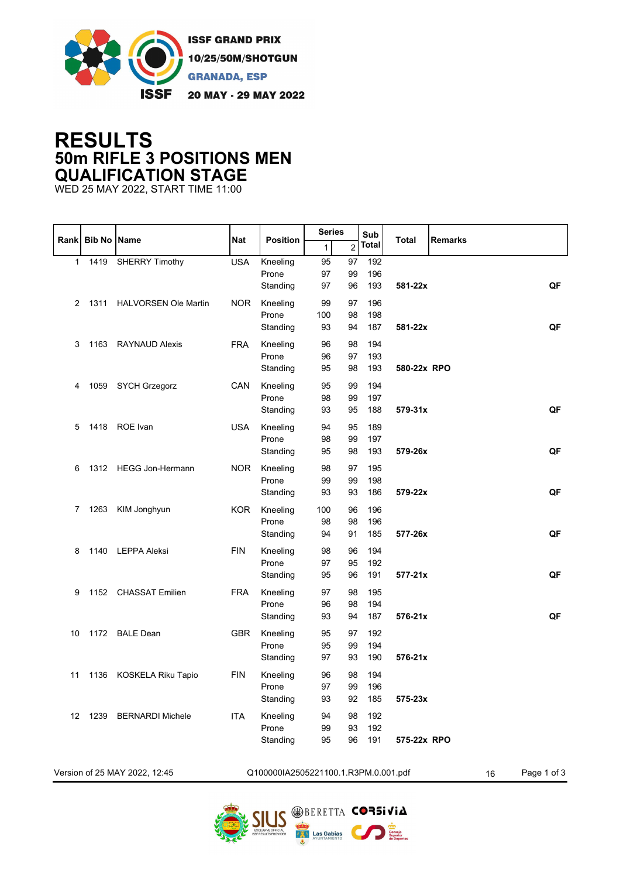ISSF GRAND PRIX
10/25/50M/SHOTGUN
GRANADA, ESP
20 MAY - 29 MAY 2022

# RESULTS
## 50m RIFLE 3 POSITIONS MEN
## QUALIFICATION STAGE

WED 25 MAY 2022, START TIME 11:00

| Rank | Bib No | Name | Nat | Position | Series 1 | Series 2 | Sub Total | Total | Remarks |
|---|---|---|---|---|---|---|---|---|---|
| 1 | 1419 | SHERRY Timothy | USA | Kneeling | 95 | 97 | 192 | | |
| | | | | Prone | 97 | 99 | 196 | | |
| | | | | Standing | 97 | 96 | 193 | 581-22x | QF |
| 2 | 1311 | HALVORSEN Ole Martin | NOR | Kneeling | 99 | 97 | 196 | | |
| | | | | Prone | 100 | 98 | 198 | | |
| | | | | Standing | 93 | 94 | 187 | 581-22x | QF |
| 3 | 1163 | RAYNAUD Alexis | FRA | Kneeling | 96 | 98 | 194 | | |
| | | | | Prone | 96 | 97 | 193 | | |
| | | | | Standing | 95 | 98 | 193 | 580-22x RPO | |
| 4 | 1059 | SYCH Grzegorz | CAN | Kneeling | 95 | 99 | 194 | | |
| | | | | Prone | 98 | 99 | 197 | | |
| | | | | Standing | 93 | 95 | 188 | 579-31x | QF |
| 5 | 1418 | ROE Ivan | USA | Kneeling | 94 | 95 | 189 | | |
| | | | | Prone | 98 | 99 | 197 | | |
| | | | | Standing | 95 | 98 | 193 | 579-26x | QF |
| 6 | 1312 | HEGG Jon-Hermann | NOR | Kneeling | 98 | 97 | 195 | | |
| | | | | Prone | 99 | 99 | 198 | | |
| | | | | Standing | 93 | 93 | 186 | 579-22x | QF |
| 7 | 1263 | KIM Jonghyun | KOR | Kneeling | 100 | 96 | 196 | | |
| | | | | Prone | 98 | 98 | 196 | | |
| | | | | Standing | 94 | 91 | 185 | 577-26x | QF |
| 8 | 1140 | LEPPA Aleksi | FIN | Kneeling | 98 | 96 | 194 | | |
| | | | | Prone | 97 | 95 | 192 | | |
| | | | | Standing | 95 | 96 | 191 | 577-21x | QF |
| 9 | 1152 | CHASSAT Emilien | FRA | Kneeling | 97 | 98 | 195 | | |
| | | | | Prone | 96 | 98 | 194 | | |
| | | | | Standing | 93 | 94 | 187 | 576-21x | QF |
| 10 | 1172 | BALE Dean | GBR | Kneeling | 95 | 97 | 192 | | |
| | | | | Prone | 95 | 99 | 194 | | |
| | | | | Standing | 97 | 93 | 190 | 576-21x | |
| 11 | 1136 | KOSKELA Riku Tapio | FIN | Kneeling | 96 | 98 | 194 | | |
| | | | | Prone | 97 | 99 | 196 | | |
| | | | | Standing | 93 | 92 | 185 | 575-23x | |
| 12 | 1239 | BERNARDI Michele | ITA | Kneeling | 94 | 98 | 192 | | |
| | | | | Prone | 99 | 93 | 192 | | |
| | | | | Standing | 95 | 96 | 191 | 575-22x RPO | |

Version of 25 MAY 2022, 12:45 Q100000IA2505221100.1.R3PM.0.001.pdf 16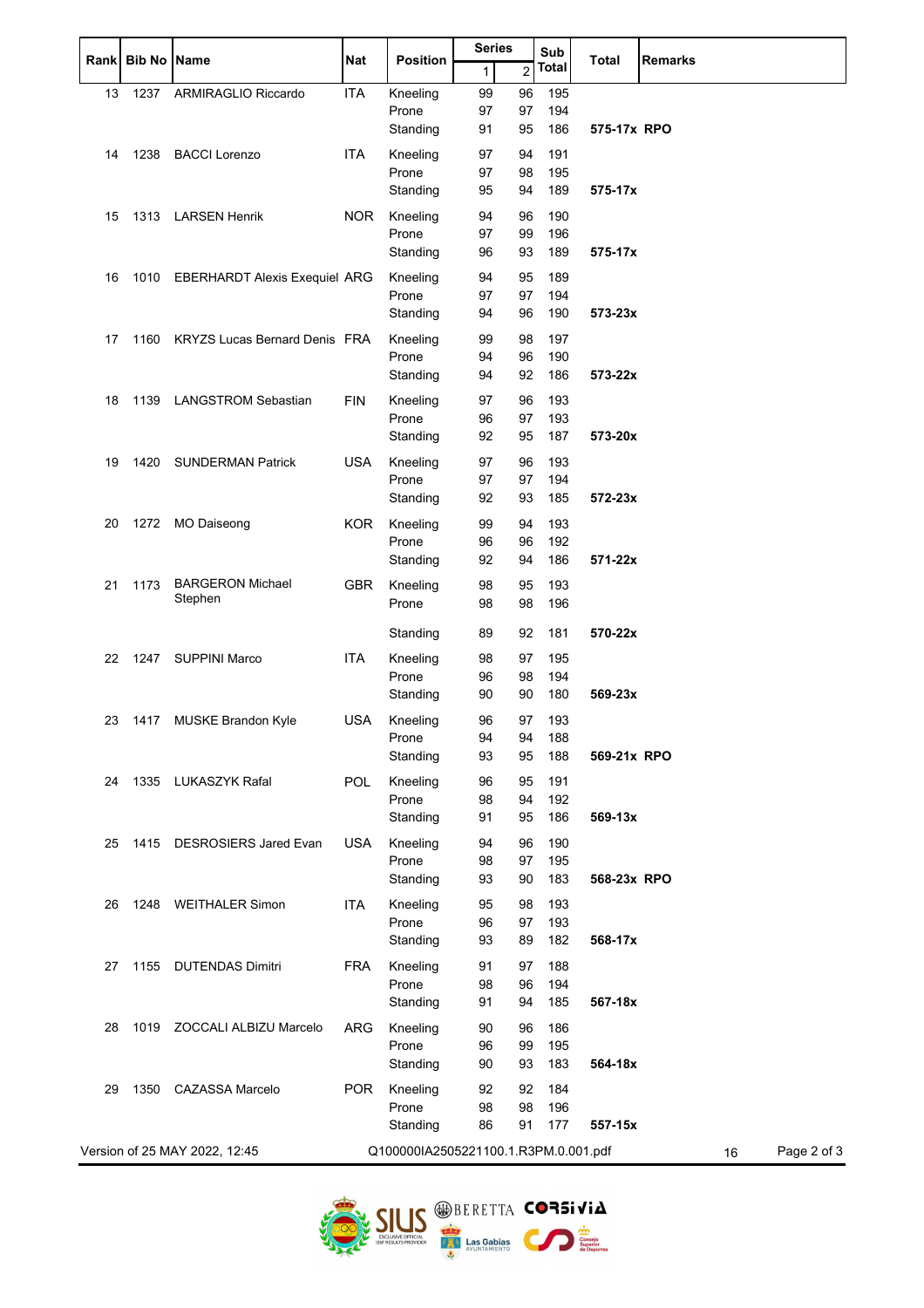| Rank | Bib No | Name | Nat | Position | Series 1 | Series 2 | Sub Total | Total | Remarks |
|---|---|---|---|---|---|---|---|---|---|
| 13 | 1237 | ARMIRAGLIO Riccardo | ITA | Kneeling | 99 | 96 | 195 | | |
| | | | | Prone | 97 | 97 | 194 | | |
| | | | | Standing | 91 | 95 | 186 | **575-17x** | **RPO** |
| 14 | 1238 | BACCI Lorenzo | ITA | Kneeling | 97 | 94 | 191 | | |
| | | | | Prone | 97 | 98 | 195 | | |
| | | | | Standing | 95 | 94 | 189 | **575-17x** | |
| 15 | 1313 | LARSEN Henrik | NOR | Kneeling | 94 | 96 | 190 | | |
| | | | | Prone | 97 | 99 | 196 | | |
| | | | | Standing | 96 | 93 | 189 | **575-17x** | |
| 16 | 1010 | EBERHARDT Alexis Exequiel | ARG | Kneeling | 94 | 95 | 189 | | |
| | | | | Prone | 97 | 97 | 194 | | |
| | | | | Standing | 94 | 96 | 190 | **573-23x** | |
| 17 | 1160 | KRYZS Lucas Bernard Denis | FRA | Kneeling | 99 | 98 | 197 | | |
| | | | | Prone | 94 | 96 | 190 | | |
| | | | | Standing | 94 | 92 | 186 | **573-22x** | |
| 18 | 1139 | LANGSTROM Sebastian | FIN | Kneeling | 97 | 96 | 193 | | |
| | | | | Prone | 96 | 97 | 193 | | |
| | | | | Standing | 92 | 95 | 187 | **573-20x** | |
| 19 | 1420 | SUNDERMAN Patrick | USA | Kneeling | 97 | 96 | 193 | | |
| | | | | Prone | 97 | 97 | 194 | | |
| | | | | Standing | 92 | 93 | 185 | **572-23x** | |
| 20 | 1272 | MO Daiseong | KOR | Kneeling | 99 | 94 | 193 | | |
| | | | | Prone | 96 | 96 | 192 | | |
| | | | | Standing | 92 | 94 | 186 | **571-22x** | |
| 21 | 1173 | BARGERON Michael Stephen | GBR | Kneeling | 98 | 95 | 193 | | |
| | | | | Prone | 98 | 98 | 196 | | |
| | | | | Standing | 89 | 92 | 181 | **570-22x** | |
| 22 | 1247 | SUPPINI Marco | ITA | Kneeling | 98 | 97 | 195 | | |
| | | | | Prone | 96 | 98 | 194 | | |
| | | | | Standing | 90 | 90 | 180 | **569-23x** | |
| 23 | 1417 | MUSKE Brandon Kyle | USA | Kneeling | 96 | 97 | 193 | | |
| | | | | Prone | 94 | 94 | 188 | | |
| | | | | Standing | 93 | 95 | 188 | **569-21x** | **RPO** |
| 24 | 1335 | LUKASZYK Rafal | POL | Kneeling | 96 | 95 | 191 | | |
| | | | | Prone | 98 | 94 | 192 | | |
| | | | | Standing | 91 | 95 | 186 | **569-13x** | |
| 25 | 1415 | DESROSIERS Jared Evan | USA | Kneeling | 94 | 96 | 190 | | |
| | | | | Prone | 98 | 97 | 195 | | |
| | | | | Standing | 93 | 90 | 183 | **568-23x** | **RPO** |
| 26 | 1248 | WEITHALER Simon | ITA | Kneeling | 95 | 98 | 193 | | |
| | | | | Prone | 96 | 97 | 193 | | |
| | | | | Standing | 93 | 89 | 182 | **568-17x** | |
| 27 | 1155 | DUTENDAS Dimitri | FRA | Kneeling | 91 | 97 | 188 | | |
| | | | | Prone | 98 | 96 | 194 | | |
| | | | | Standing | 91 | 94 | 185 | **567-18x** | |
| 28 | 1019 | ZOCCALI ALBIZU Marcelo | ARG | Kneeling | 90 | 96 | 186 | | |
| | | | | Prone | 96 | 99 | 195 | | |
| | | | | Standing | 90 | 93 | 183 | **564-18x** | |
| 29 | 1350 | CAZASSA Marcelo | POR | Kneeling | 92 | 92 | 184 | | |
| | | | | Prone | 98 | 98 | 196 | | |
| | | | | Standing | 86 | 91 | 177 | **557-15x** | |

Version of 25 MAY 2022, 12:45    Q100000IA2505221100.1.R3PM.0.001.pdf    16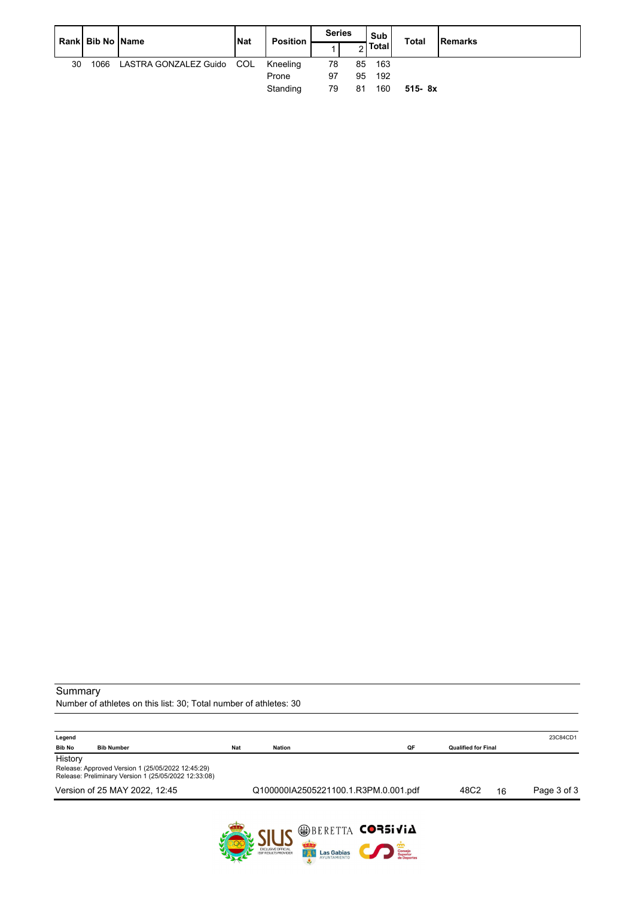| Rank | Bib No | Name | Nat | Position | Series | | Sub Total | Total | Remarks |
|---|---|---|---|---|---|---|---|---|---|
| | | | | | 1 | 2 | | | |
| 30 | 1066 | LASTRA GONZALEZ Guido | COL | Kneeling | 78 | 85 | 163 | | |
| | | | | Prone | 97 | 95 | 192 | | |
| | | | | Standing | 79 | 81 | 160 | **515- 8x** | |

Summary

Number of athletes on this list: 30; Total number of athletes: 30

**Legend**

| Bib No | Bib Number | Nat | Nation | QF | Qualified for Final |
|---|---|---|---|---|---|

History

Release: Approved Version 1 (25/05/2022 12:45:29)

Release: Preliminary Version 1 (25/05/2022 12:33:08)

Version of 25 MAY 2022, 12:45    Q100000IA2505221100.1.R3PM.0.001.pdf    48C2    16    23C84CD1